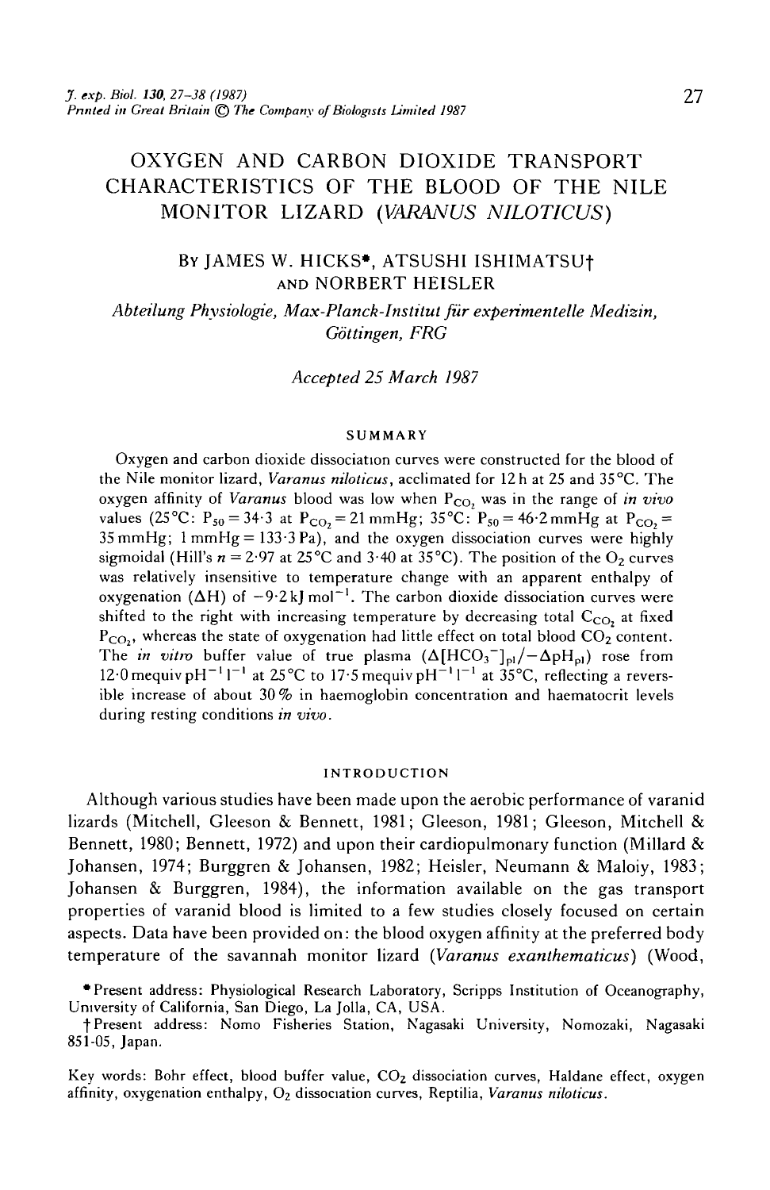# OXYGEN AND CARBON DIOXIDE TRANSPORT CHARACTERISTICS OF THE BLOOD OF THE NILE MONITOR LIZARD (*VARANUS NILOTICUS*)

By JAMES W. HICKS\*, ATSUSHI ISHIMATSU† AND NORBERT HEISLER

*Abteilung Physiologie, Max-Planck-Institut für experimentelle Medizin, Göttingen, FRG*

*Accepted 25 March 1987*

## SUMMARY

Oxygen and carbon dioxide dissociation curves were constructed for the blood of the Nile monitor lizard, *Varanus niloticus*, acclimated for 12 h at 25 and 35°C. The oxygen affinity of *Varanus* blood was low when $P_{CO_2}$ was in the range of *in vivo* values (25°C: $P_{50} = 34{\cdot}3$ at $P_{CO_2} = 21$ mmHg; 35°C: $P_{50} = 46{\cdot}2$ mmHg at $P_{CO_2} = 35$ mmHg; 1 mmHg = 133·3 Pa), and the oxygen dissociation curves were highly sigmoidal (Hill's $n = 2{\cdot}97$ at 25°C and 3·40 at 35°C). The position of the $O_2$ curves was relatively insensitive to temperature change with an apparent enthalpy of oxygenation ($\Delta H$) of $-9{\cdot}2$ kJ mol$^{-1}$. The carbon dioxide dissociation curves were shifted to the right with increasing temperature by decreasing total $C_{CO_2}$ at fixed $P_{CO_2}$, whereas the state of oxygenation had little effect on total blood $CO_2$ content. The *in vitro* buffer value of true plasma ($\Delta[HCO_3^-]_{pl}/-\Delta pH_{pl}$) rose from 12·0 mequiv pH$^{-1}$ l$^{-1}$ at 25°C to 17·5 mequiv pH$^{-1}$ l$^{-1}$ at 35°C, reflecting a reversible increase of about 30 % in haemoglobin concentration and haematocrit levels during resting conditions *in vivo*.

## INTRODUCTION

Although various studies have been made upon the aerobic performance of varanid lizards (Mitchell, Gleeson & Bennett, 1981; Gleeson, 1981; Gleeson, Mitchell & Bennett, 1980; Bennett, 1972) and upon their cardiopulmonary function (Millard & Johansen, 1974; Burggren & Johansen, 1982; Heisler, Neumann & Maloiy, 1983; Johansen & Burggren, 1984), the information available on the gas transport properties of varanid blood is limited to a few studies closely focused on certain aspects. Data have been provided on: the blood oxygen affinity at the preferred body temperature of the savannah monitor lizard (*Varanus exanthematicus*) (Wood,

\*Present address: Physiological Research Laboratory, Scripps Institution of Oceanography, University of California, San Diego, La Jolla, CA, USA.

†Present address: Nomo Fisheries Station, Nagasaki University, Nomozaki, Nagasaki 851-05, Japan.

Key words: Bohr effect, blood buffer value, $CO_2$ dissociation curves, Haldane effect, oxygen affinity, oxygenation enthalpy, $O_2$ dissociation curves, Reptilia, *Varanus niloticus*.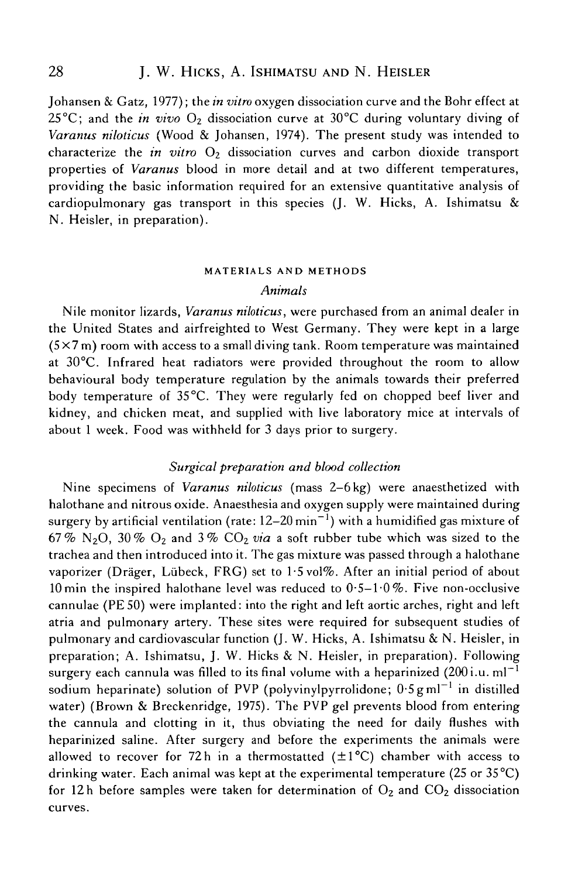Johansen & Gatz, 1977); the *in vitro* oxygen dissociation curve and the Bohr effect at 25°C; and the *in vivo* $O_2$ dissociation curve at 30°C during voluntary diving of *Varanus niloticus* (Wood & Johansen, 1974). The present study was intended to characterize the *in vitro* $O_2$ dissociation curves and carbon dioxide transport properties of *Varanus* blood in more detail and at two different temperatures, providing the basic information required for an extensive quantitative analysis of cardiopulmonary gas transport in this species (J. W. Hicks, A. Ishimatsu & N. Heisler, in preparation).

## MATERIALS AND METHODS

### *Animals*

Nile monitor lizards, *Varanus niloticus*, were purchased from an animal dealer in the United States and airfreighted to West Germany. They were kept in a large (5×7 m) room with access to a small diving tank. Room temperature was maintained at 30°C. Infrared heat radiators were provided throughout the room to allow behavioural body temperature regulation by the animals towards their preferred body temperature of 35°C. They were regularly fed on chopped beef liver and kidney, and chicken meat, and supplied with live laboratory mice at intervals of about 1 week. Food was withheld for 3 days prior to surgery.

### *Surgical preparation and blood collection*

Nine specimens of *Varanus niloticus* (mass 2–6 kg) were anaesthetized with halothane and nitrous oxide. Anaesthesia and oxygen supply were maintained during surgery by artificial ventilation (rate: 12–20 $\text{min}^{-1}$) with a humidified gas mixture of 67 % $N_2O$, 30 % $O_2$ and 3 % $CO_2$ *via* a soft rubber tube which was sized to the trachea and then introduced into it. The gas mixture was passed through a halothane vaporizer (Dräger, Lübeck, FRG) set to 1·5 vol%. After an initial period of about 10 min the inspired halothane level was reduced to 0·5–1·0 %. Five non-occlusive cannulae (PE 50) were implanted: into the right and left aortic arches, right and left atria and pulmonary artery. These sites were required for subsequent studies of pulmonary and cardiovascular function (J. W. Hicks, A. Ishimatsu & N. Heisler, in preparation; A. Ishimatsu, J. W. Hicks & N. Heisler, in preparation). Following surgery each cannula was filled to its final volume with a heparinized (200 i.u. $\text{ml}^{-1}$ sodium heparinate) solution of PVP (polyvinylpyrrolidone; 0·5 g $\text{ml}^{-1}$ in distilled water) (Brown & Breckenridge, 1975). The PVP gel prevents blood from entering the cannula and clotting in it, thus obviating the need for daily flushes with heparinized saline. After surgery and before the experiments the animals were allowed to recover for 72 h in a thermostatted (±1°C) chamber with access to drinking water. Each animal was kept at the experimental temperature (25 or 35°C) for 12 h before samples were taken for determination of $O_2$ and $CO_2$ dissociation curves.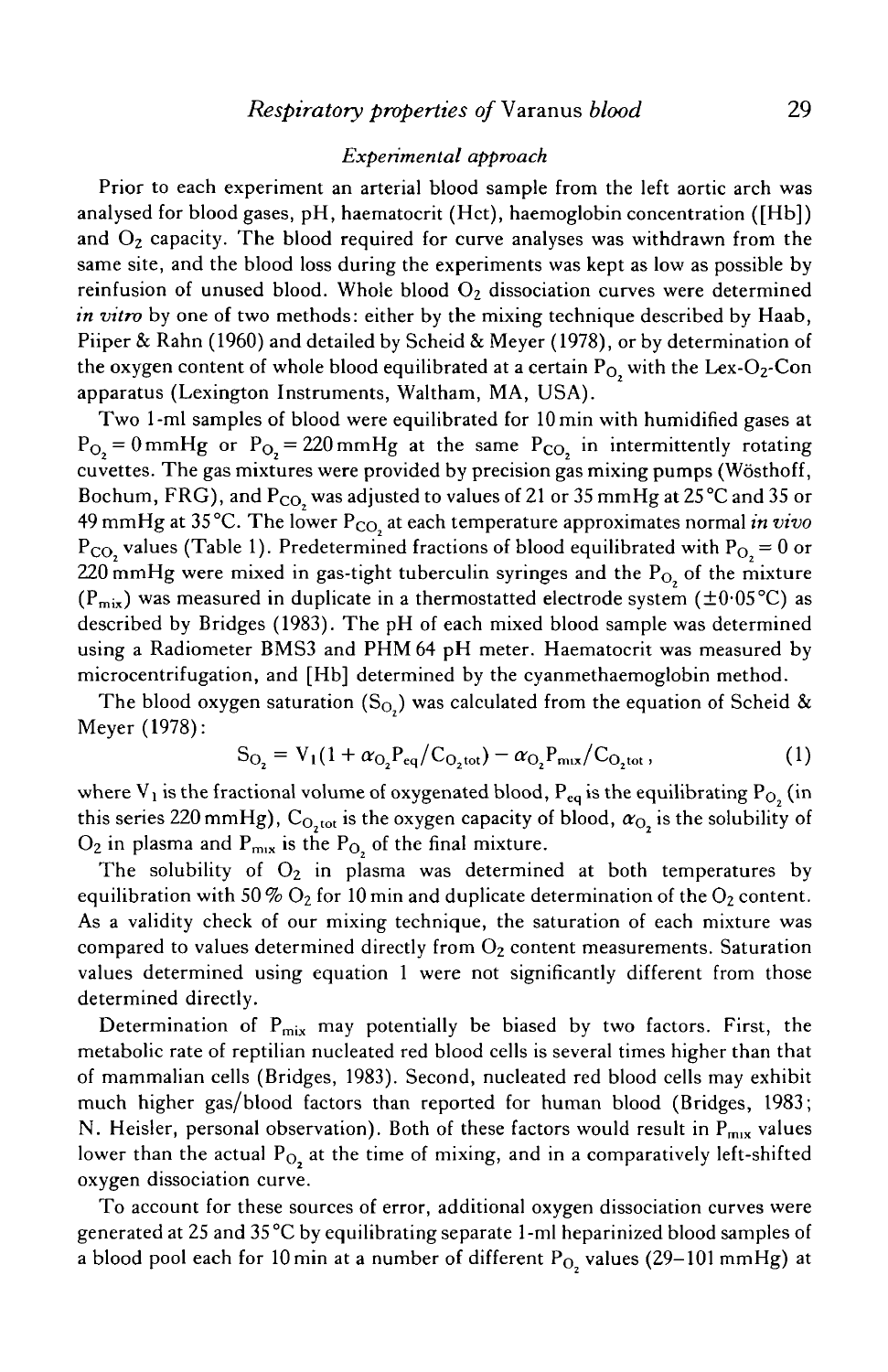### *Experimental approach*

Prior to each experiment an arterial blood sample from the left aortic arch was analysed for blood gases, pH, haematocrit (Hct), haemoglobin concentration ([Hb]) and $O_2$ capacity. The blood required for curve analyses was withdrawn from the same site, and the blood loss during the experiments was kept as low as possible by reinfusion of unused blood. Whole blood $O_2$ dissociation curves were determined *in vitro* by one of two methods: either by the mixing technique described by Haab, Piiper & Rahn (1960) and detailed by Scheid & Meyer (1978), or by determination of the oxygen content of whole blood equilibrated at a certain $P_{O_2}$ with the Lex-$O_2$-Con apparatus (Lexington Instruments, Waltham, MA, USA).

Two 1-ml samples of blood were equilibrated for 10 min with humidified gases at $P_{O_2} = 0$ mmHg or $P_{O_2} = 220$ mmHg at the same $P_{CO_2}$ in intermittently rotating cuvettes. The gas mixtures were provided by precision gas mixing pumps (Wösthoff, Bochum, FRG), and $P_{CO_2}$ was adjusted to values of 21 or 35 mmHg at 25 °C and 35 or 49 mmHg at 35 °C. The lower $P_{CO_2}$ at each temperature approximates normal *in vivo* $P_{CO_2}$ values (Table 1). Predetermined fractions of blood equilibrated with $P_{O_2} = 0$ or 220 mmHg were mixed in gas-tight tuberculin syringes and the $P_{O_2}$ of the mixture ($P_{mix}$) was measured in duplicate in a thermostatted electrode system (±0·05 °C) as described by Bridges (1983). The pH of each mixed blood sample was determined using a Radiometer BMS3 and PHM 64 pH meter. Haematocrit was measured by microcentrifugation, and [Hb] determined by the cyanmethaemoglobin method.

The blood oxygen saturation ($S_{O_2}$) was calculated from the equation of Scheid & Meyer (1978):

$$S_{O_2} = V_1(1 + \alpha_{O_2}P_{eq}/C_{O_2tot}) - \alpha_{O_2}P_{mix}/C_{O_2tot}, \quad (1)$$

where $V_1$ is the fractional volume of oxygenated blood, $P_{eq}$ is the equilibrating $P_{O_2}$ (in this series 220 mmHg), $C_{O_2tot}$ is the oxygen capacity of blood, $\alpha_{O_2}$ is the solubility of $O_2$ in plasma and $P_{mix}$ is the $P_{O_2}$ of the final mixture.

The solubility of $O_2$ in plasma was determined at both temperatures by equilibration with 50 % $O_2$ for 10 min and duplicate determination of the $O_2$ content. As a validity check of our mixing technique, the saturation of each mixture was compared to values determined directly from $O_2$ content measurements. Saturation values determined using equation 1 were not significantly different from those determined directly.

Determination of $P_{mix}$ may potentially be biased by two factors. First, the metabolic rate of reptilian nucleated red blood cells is several times higher than that of mammalian cells (Bridges, 1983). Second, nucleated red blood cells may exhibit much higher gas/blood factors than reported for human blood (Bridges, 1983; N. Heisler, personal observation). Both of these factors would result in $P_{mix}$ values lower than the actual $P_{O_2}$ at the time of mixing, and in a comparatively left-shifted oxygen dissociation curve.

To account for these sources of error, additional oxygen dissociation curves were generated at 25 and 35 °C by equilibrating separate 1-ml heparinized blood samples of a blood pool each for 10 min at a number of different $P_{O_2}$ values (29–101 mmHg) at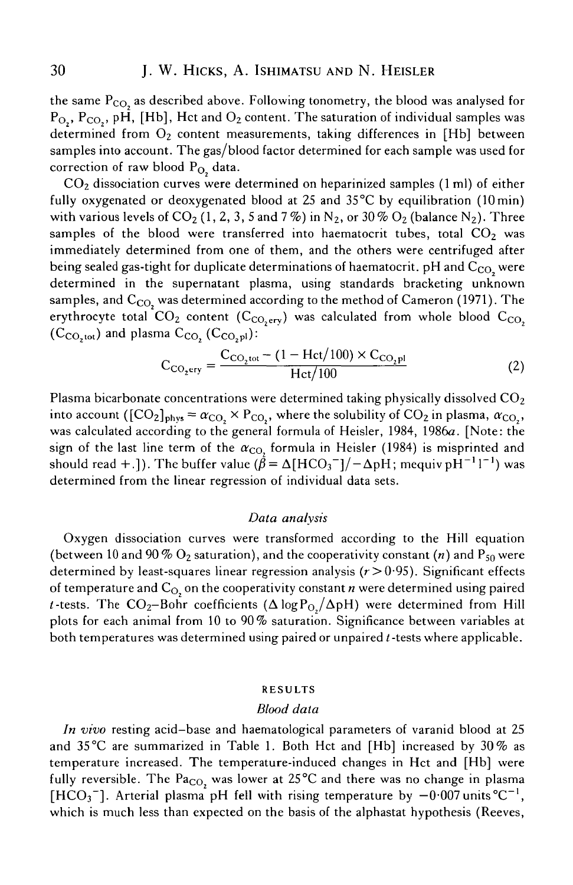the same $P_{CO_2}$ as described above. Following tonometry, the blood was analysed for $P_{O_2}$, $P_{CO_2}$, pH, [Hb], Hct and $O_2$ content. The saturation of individual samples was determined from $O_2$ content measurements, taking differences in [Hb] between samples into account. The gas/blood factor determined for each sample was used for correction of raw blood $P_{O_2}$ data.

$CO_2$ dissociation curves were determined on heparinized samples (1 ml) of either fully oxygenated or deoxygenated blood at 25 and 35 °C by equilibration (10 min) with various levels of $CO_2$ (1, 2, 3, 5 and 7 %) in $N_2$, or 30 % $O_2$ (balance $N_2$). Three samples of the blood were transferred into haematocrit tubes, total $CO_2$ was immediately determined from one of them, and the others were centrifuged after being sealed gas-tight for duplicate determinations of haematocrit. pH and $C_{CO_2}$ were determined in the supernatant plasma, using standards bracketing unknown samples, and $C_{CO_2}$ was determined according to the method of Cameron (1971). The erythrocyte total $CO_2$ content ($C_{CO_2ery}$) was calculated from whole blood $C_{CO_2}$ ($C_{CO_2tot}$) and plasma $C_{CO_2}$ ($C_{CO_2pl}$):

$$C_{CO_2ery} = \frac{C_{CO_2tot} - (1 - Hct/100) \times C_{CO_2pl}}{Hct/100} \qquad (2)$$

Plasma bicarbonate concentrations were determined taking physically dissolved $CO_2$ into account ($[CO_2]_{phys} = \alpha_{CO_2} \times P_{CO_2}$, where the solubility of $CO_2$ in plasma, $\alpha_{CO_2}$, was calculated according to the general formula of Heisler, 1984, 1986*a*. [Note: the sign of the last line term of the $\alpha_{CO_2}$ formula in Heisler (1984) is misprinted and should read +.]). The buffer value ($\beta = \Delta[HCO_3^-]/-\Delta pH$; mequiv $pH^{-1}\,l^{-1}$) was determined from the linear regression of individual data sets.

### *Data analysis*

Oxygen dissociation curves were transformed according to the Hill equation (between 10 and 90 % $O_2$ saturation), and the cooperativity constant ($n$) and $P_{50}$ were determined by least-squares linear regression analysis ($r > 0{\cdot}95$). Significant effects of temperature and $C_{O_2}$ on the cooperativity constant $n$ were determined using paired $t$-tests. The $CO_2$–Bohr coefficients ($\Delta \log P_{O_2}/\Delta pH$) were determined from Hill plots for each animal from 10 to 90 % saturation. Significance between variables at both temperatures was determined using paired or unpaired $t$-tests where applicable.

## RESULTS

### *Blood data*

*In vivo* resting acid–base and haematological parameters of varanid blood at 25 and 35 °C are summarized in Table 1. Both Hct and [Hb] increased by 30 % as temperature increased. The temperature-induced changes in Hct and [Hb] were fully reversible. The $Pa_{CO_2}$ was lower at 25 °C and there was no change in plasma [$HCO_3^-$]. Arterial plasma pH fell with rising temperature by $-0{\cdot}007$ units °C$^{-1}$, which is much less than expected on the basis of the alphastat hypothesis (Reeves,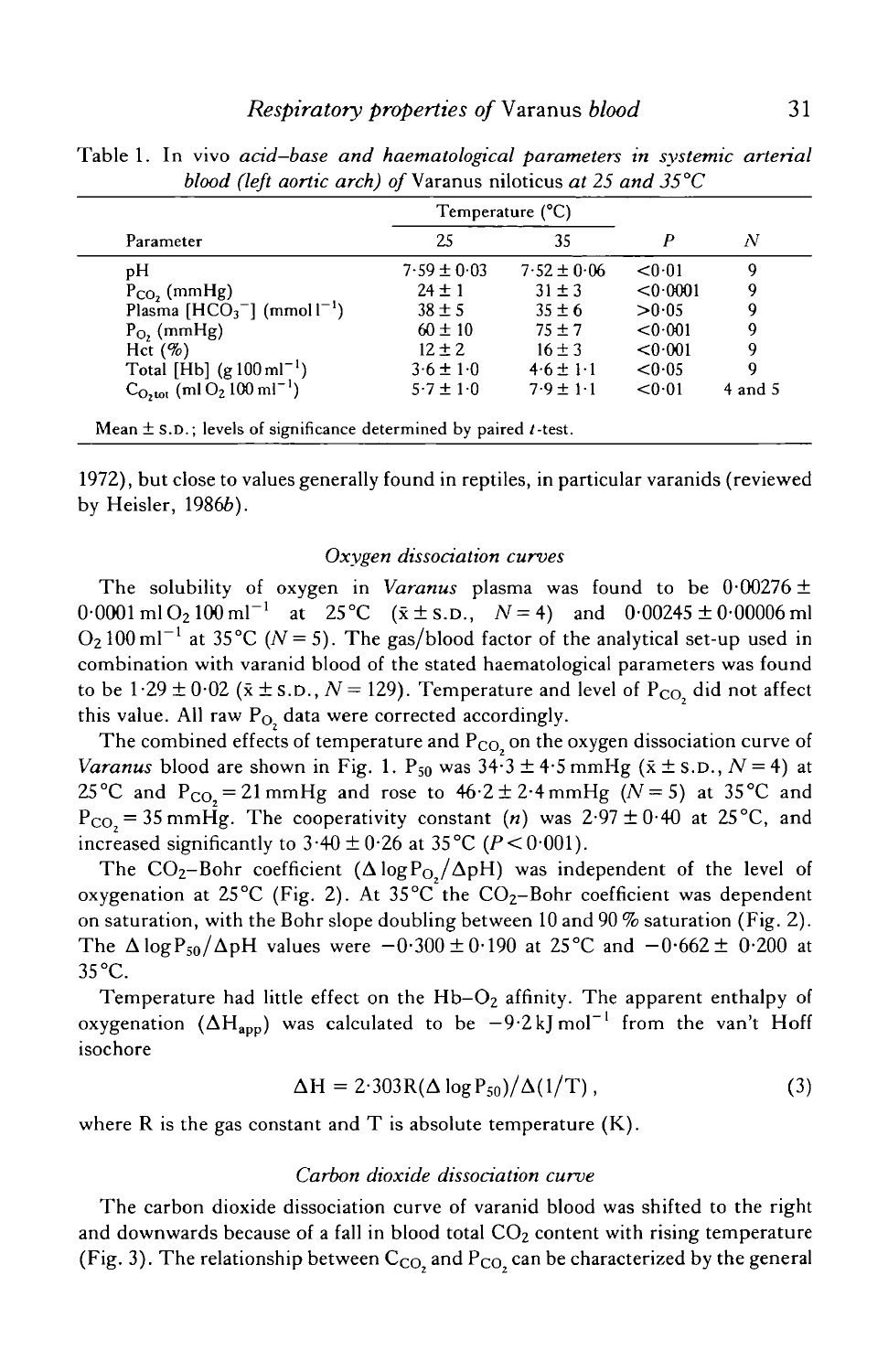Table 1. *In vivo acid–base and haematological parameters in systemic arterial blood (left aortic arch) of* Varanus niloticus *at 25 and 35°C*

| Parameter | Temperature (°C) | | | |
|---|---|---|---|---|
| | 25 | 35 | $P$ | $N$ |
| pH | 7·59 ± 0·03 | 7·52 ± 0·06 | <0·01 | 9 |
| $P_{CO_2}$ (mmHg) | 24 ± 1 | 31 ± 3 | <0·0001 | 9 |
| Plasma $[HCO_3^-]$ (mmol $l^{-1}$) | 38 ± 5 | 35 ± 6 | >0·05 | 9 |
| $P_{O_2}$ (mmHg) | 60 ± 10 | 75 ± 7 | <0·001 | 9 |
| Hct (%) | 12 ± 2 | 16 ± 3 | <0·001 | 9 |
| Total [Hb] (g 100 $ml^{-1}$) | 3·6 ± 1·0 | 4·6 ± 1·1 | <0·05 | 9 |
| $C_{O_2tot}$ (ml $O_2$ 100 $ml^{-1}$) | 5·7 ± 1·0 | 7·9 ± 1·1 | <0·01 | 4 and 5 |

Mean ± S.D.; levels of significance determined by paired $t$-test.

1972), but close to values generally found in reptiles, in particular varanids (reviewed by Heisler, 1986*b*).

### *Oxygen dissociation curves*

The solubility of oxygen in *Varanus* plasma was found to be 0·00276 ± 0·0001 ml $O_2$ 100 $ml^{-1}$ at 25°C ($\bar{x}$ ± S.D., $N = 4$) and 0·00245 ± 0·00006 ml $O_2$ 100 $ml^{-1}$ at 35°C ($N = 5$). The gas/blood factor of the analytical set-up used in combination with varanid blood of the stated haematological parameters was found to be 1·29 ± 0·02 ($\bar{x}$ ± S.D., $N = 129$). Temperature and level of $P_{CO_2}$ did not affect this value. All raw $P_{O_2}$ data were corrected accordingly.

The combined effects of temperature and $P_{CO_2}$ on the oxygen dissociation curve of *Varanus* blood are shown in Fig. 1. $P_{50}$ was 34·3 ± 4·5 mmHg ($\bar{x}$ ± S.D., $N = 4$) at 25°C and $P_{CO_2} = 21$ mmHg and rose to 46·2 ± 2·4 mmHg ($N = 5$) at 35°C and $P_{CO_2} = 35$ mmHg. The cooperativity constant ($n$) was 2·97 ± 0·40 at 25°C, and increased significantly to 3·40 ± 0·26 at 35°C ($P < 0·001$).

The $CO_2$–Bohr coefficient ($\Delta \log P_{O_2}/\Delta pH$) was independent of the level of oxygenation at 25°C (Fig. 2). At 35°C the $CO_2$–Bohr coefficient was dependent on saturation, with the Bohr slope doubling between 10 and 90 % saturation (Fig. 2). The $\Delta \log P_{50}/\Delta pH$ values were −0·300 ± 0·190 at 25°C and −0·662 ± 0·200 at 35°C.

Temperature had little effect on the Hb–$O_2$ affinity. The apparent enthalpy of oxygenation ($\Delta H_{app}$) was calculated to be −9·2 kJ $mol^{-1}$ from the van't Hoff isochore

$$\Delta H = 2{\cdot}303R(\Delta \log P_{50})/\Delta(1/T)\,, \qquad (3)$$

where R is the gas constant and T is absolute temperature (K).

### *Carbon dioxide dissociation curve*

The carbon dioxide dissociation curve of varanid blood was shifted to the right and downwards because of a fall in blood total $CO_2$ content with rising temperature (Fig. 3). The relationship between $C_{CO_2}$ and $P_{CO_2}$ can be characterized by the general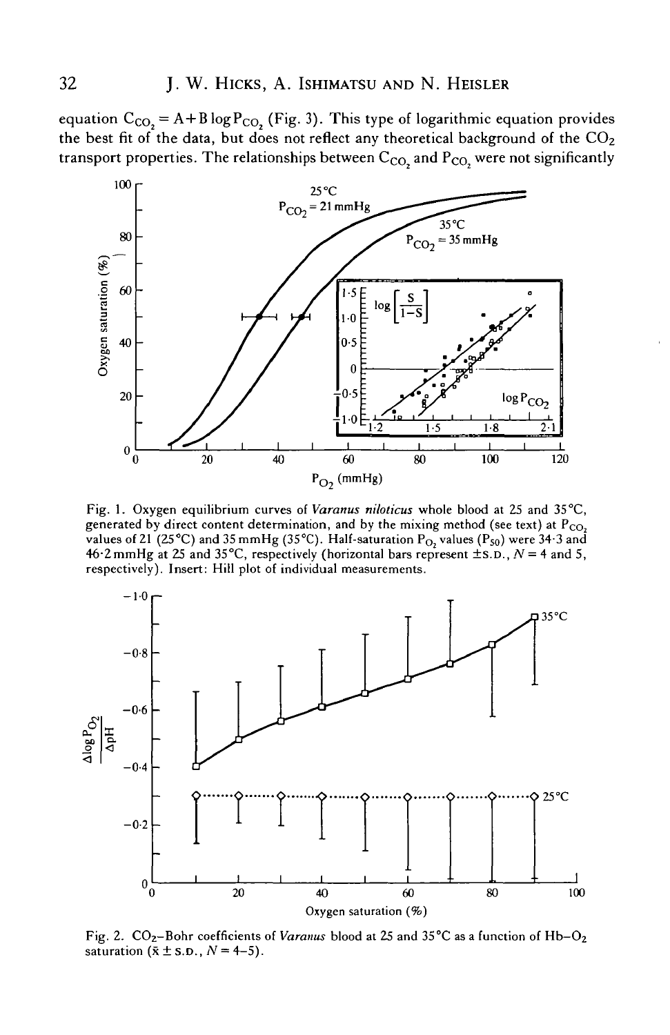equation $C_{CO_2} = A + B \log P_{CO_2}$ (Fig. 3). This type of logarithmic equation provides the best fit of the data, but does not reflect any theoretical background of the $CO_2$ transport properties. The relationships between $C_{CO_2}$ and $P_{CO_2}$ were not significantly

Fig. 1. Oxygen equilibrium curves of *Varanus niloticus* whole blood at 25 and 35 °C, generated by direct content determination, and by the mixing method (see text) at $P_{CO_2}$ values of 21 (25 °C) and 35 mmHg (35 °C). Half-saturation $P_{O_2}$ values ($P_{50}$) were 34·3 and 46·2 mmHg at 25 and 35 °C, respectively (horizontal bars represent ±S.D., $N = 4$ and 5, respectively). Insert: Hill plot of individual measurements.

Fig. 2. $CO_2$–Bohr coefficients of *Varanus* blood at 25 and 35 °C as a function of Hb–$O_2$ saturation ($\bar{x} \pm$ S.D., $N = 4$–5).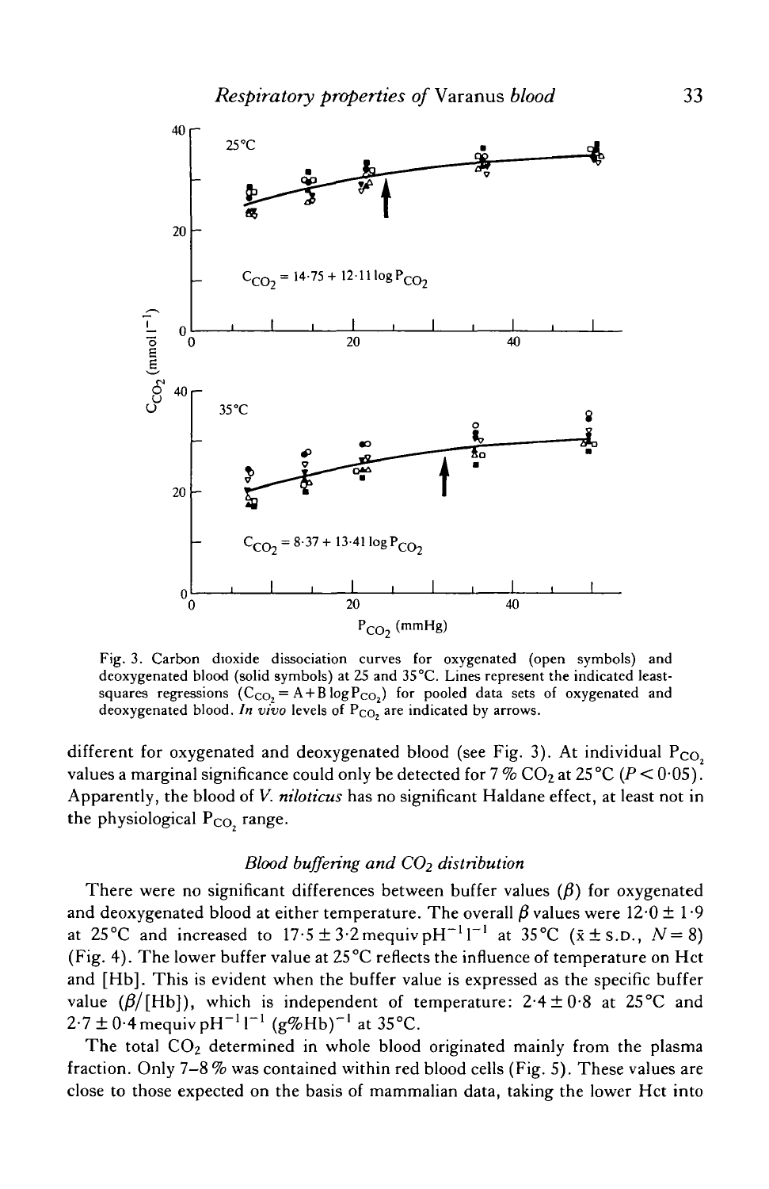Fig. 3. Carbon dioxide dissociation curves for oxygenated (open symbols) and deoxygenated blood (solid symbols) at 25 and 35°C. Lines represent the indicated least-squares regressions ($C_{CO_2} = A + B \log P_{CO_2}$) for pooled data sets of oxygenated and deoxygenated blood. *In vivo* levels of $P_{CO_2}$ are indicated by arrows.

different for oxygenated and deoxygenated blood (see Fig. 3). At individual $P_{CO_2}$ values a marginal significance could only be detected for 7% $CO_2$ at 25°C ($P < 0.05$). Apparently, the blood of *V. niloticus* has no significant Haldane effect, at least not in the physiological $P_{CO_2}$ range.

### *Blood buffering and $CO_2$ distribution*

There were no significant differences between buffer values ($\beta$) for oxygenated and deoxygenated blood at either temperature. The overall $\beta$ values were $12.0 \pm 1.9$ at 25°C and increased to $17.5 \pm 3.2$ mequiv pH$^{-1}$ l$^{-1}$ at 35°C ($\bar{x} \pm$ S.D., $N = 8$) (Fig. 4). The lower buffer value at 25°C reflects the influence of temperature on Hct and [Hb]. This is evident when the buffer value is expressed as the specific buffer value ($\beta$/[Hb]), which is independent of temperature: $2.4 \pm 0.8$ at 25°C and $2.7 \pm 0.4$ mequiv pH$^{-1}$ l$^{-1}$ (g%Hb)$^{-1}$ at 35°C.

The total $CO_2$ determined in whole blood originated mainly from the plasma fraction. Only 7–8% was contained within red blood cells (Fig. 5). These values are close to those expected on the basis of mammalian data, taking the lower Hct into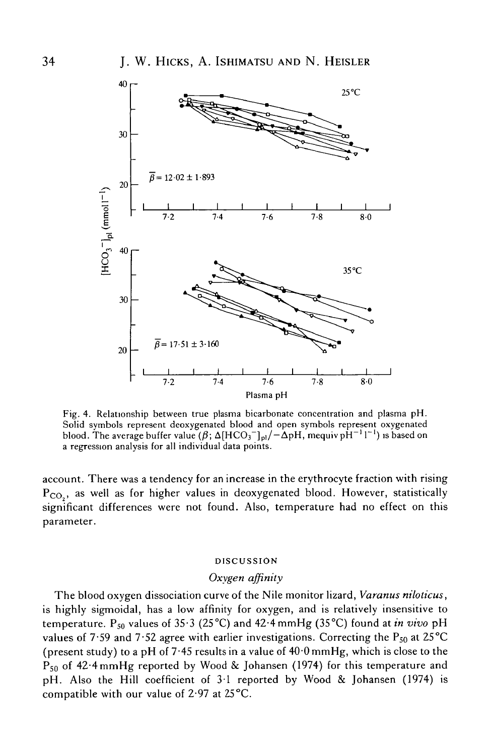Fig. 4. Relationship between true plasma bicarbonate concentration and plasma pH. Solid symbols represent deoxygenated blood and open symbols represent oxygenated blood. The average buffer value ($\bar{\beta}$; $\Delta[HCO_3^-]_{pl}/-\Delta pH$, mequiv $pH^{-1}$ $l^{-1}$) is based on a regression analysis for all individual data points.

account. There was a tendency for an increase in the erythrocyte fraction with rising $P_{CO_2}$, as well as for higher values in deoxygenated blood. However, statistically significant differences were not found. Also, temperature had no effect on this parameter.

## DISCUSSION

### *Oxygen affinity*

The blood oxygen dissociation curve of the Nile monitor lizard, *Varanus niloticus*, is highly sigmoidal, has a low affinity for oxygen, and is relatively insensitive to temperature. $P_{50}$ values of 35·3 (25 °C) and 42·4 mmHg (35 °C) found at *in vivo* pH values of 7·59 and 7·52 agree with earlier investigations. Correcting the $P_{50}$ at 25 °C (present study) to a pH of 7·45 results in a value of 40·0 mmHg, which is close to the $P_{50}$ of 42·4 mmHg reported by Wood & Johansen (1974) for this temperature and pH. Also the Hill coefficient of 3·1 reported by Wood & Johansen (1974) is compatible with our value of 2·97 at 25 °C.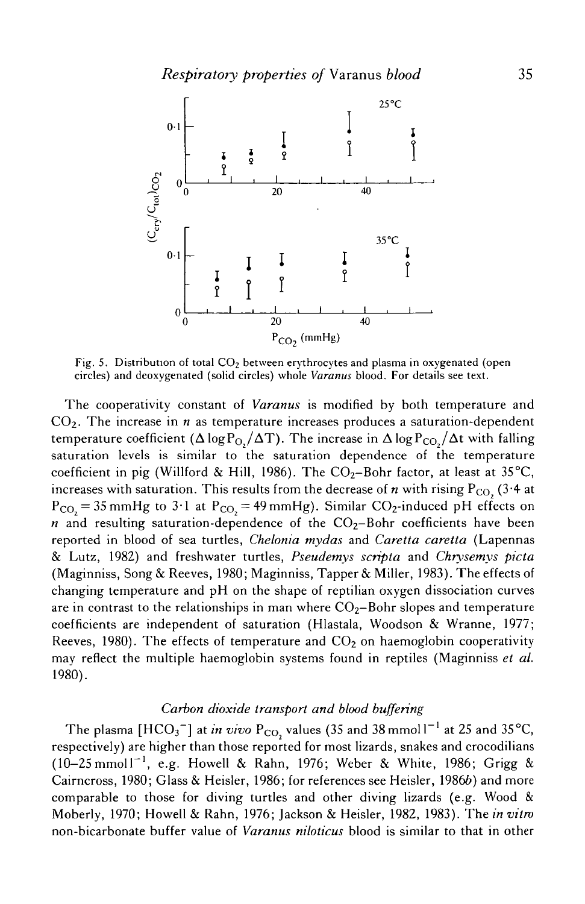Fig. 5. Distribution of total $CO_2$ between erythrocytes and plasma in oxygenated (open circles) and deoxygenated (solid circles) whole *Varanus* blood. For details see text.

The cooperativity constant of *Varanus* is modified by both temperature and $CO_2$. The increase in $n$ as temperature increases produces a saturation-dependent temperature coefficient ($\Delta \log P_{O_2}/\Delta T$). The increase in $\Delta \log P_{CO_2}/\Delta t$ with falling saturation levels is similar to the saturation dependence of the temperature coefficient in pig (Willford & Hill, 1986). The $CO_2$–Bohr factor, at least at 35°C, increases with saturation. This results from the decrease of $n$ with rising $P_{CO_2}$ (3·4 at $P_{CO_2} = 35$ mmHg to 3·1 at $P_{CO_2} = 49$ mmHg). Similar $CO_2$-induced pH effects on $n$ and resulting saturation-dependence of the $CO_2$–Bohr coefficients have been reported in blood of sea turtles, *Chelonia mydas* and *Caretta caretta* (Lapennas & Lutz, 1982) and freshwater turtles, *Pseudemys scripta* and *Chrysemys picta* (Maginniss, Song & Reeves, 1980; Maginniss, Tapper & Miller, 1983). The effects of changing temperature and pH on the shape of reptilian oxygen dissociation curves are in contrast to the relationships in man where $CO_2$–Bohr slopes and temperature coefficients are independent of saturation (Hlastala, Woodson & Wranne, 1977; Reeves, 1980). The effects of temperature and $CO_2$ on haemoglobin cooperativity may reflect the multiple haemoglobin systems found in reptiles (Maginniss *et al.* 1980).

### *Carbon dioxide transport and blood buffering*

The plasma $[HCO_3^-]$ at *in vivo* $P_{CO_2}$ values (35 and 38 mmol $l^{-1}$ at 25 and 35°C, respectively) are higher than those reported for most lizards, snakes and crocodilians (10–25 mmol $l^{-1}$, e.g. Howell & Rahn, 1976; Weber & White, 1986; Grigg & Cairncross, 1980; Glass & Heisler, 1986; for references see Heisler, 1986*b*) and more comparable to those for diving turtles and other diving lizards (e.g. Wood & Moberly, 1970; Howell & Rahn, 1976; Jackson & Heisler, 1982, 1983). The *in vitro* non-bicarbonate buffer value of *Varanus niloticus* blood is similar to that in other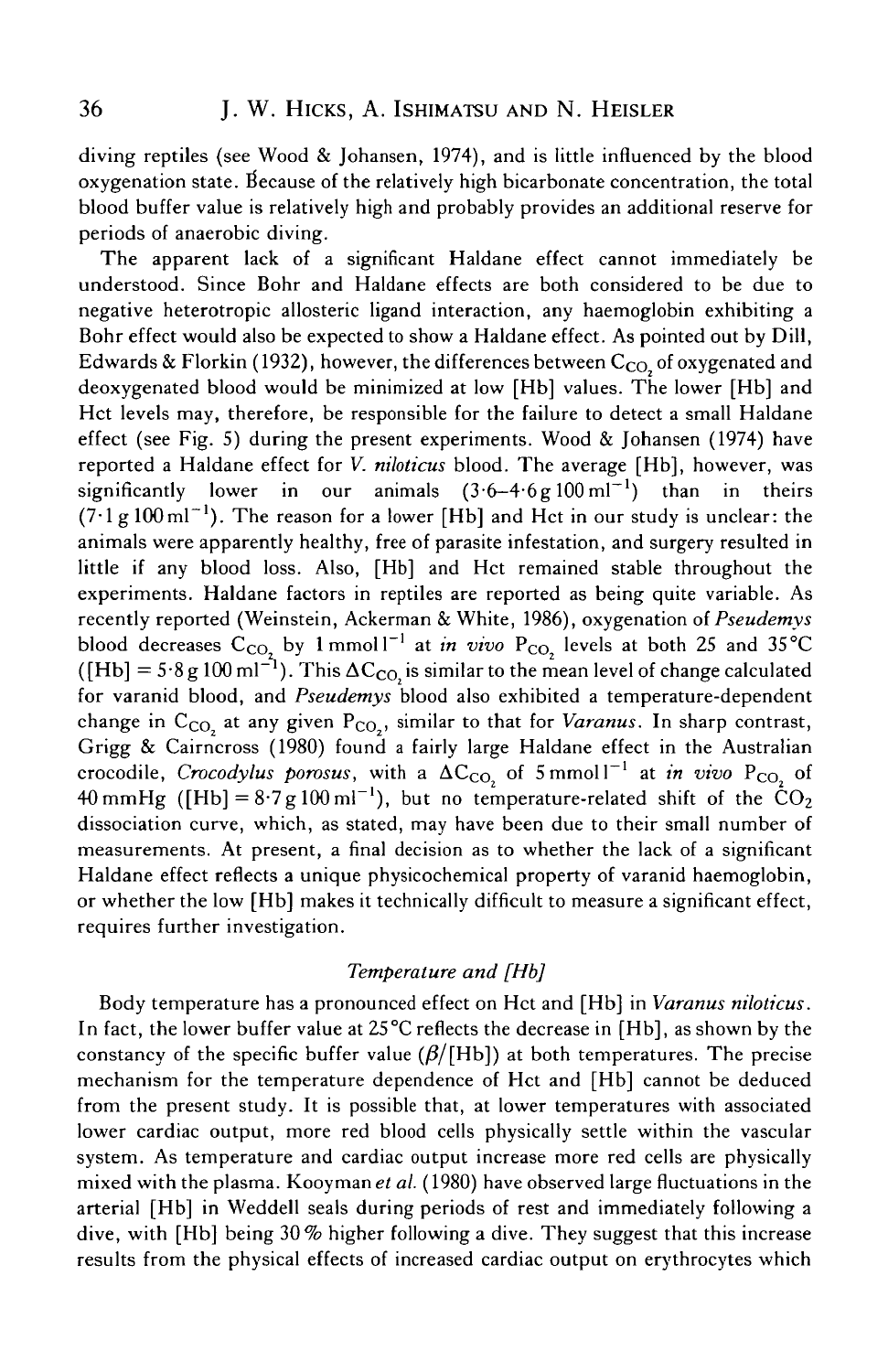diving reptiles (see Wood & Johansen, 1974), and is little influenced by the blood oxygenation state. Because of the relatively high bicarbonate concentration, the total blood buffer value is relatively high and probably provides an additional reserve for periods of anaerobic diving.

The apparent lack of a significant Haldane effect cannot immediately be understood. Since Bohr and Haldane effects are both considered to be due to negative heterotropic allosteric ligand interaction, any haemoglobin exhibiting a Bohr effect would also be expected to show a Haldane effect. As pointed out by Dill, Edwards & Florkin (1932), however, the differences between $C_{CO_2}$ of oxygenated and deoxygenated blood would be minimized at low [Hb] values. The lower [Hb] and Hct levels may, therefore, be responsible for the failure to detect a small Haldane effect (see Fig. 5) during the present experiments. Wood & Johansen (1974) have reported a Haldane effect for *V. niloticus* blood. The average [Hb], however, was significantly lower in our animals ($3{\cdot}6$–$4{\cdot}6\,g\,100\,ml^{-1}$) than in theirs ($7{\cdot}1\,g\,100\,ml^{-1}$). The reason for a lower [Hb] and Hct in our study is unclear: the animals were apparently healthy, free of parasite infestation, and surgery resulted in little if any blood loss. Also, [Hb] and Hct remained stable throughout the experiments. Haldane factors in reptiles are reported as being quite variable. As recently reported (Weinstein, Ackerman & White, 1986), oxygenation of *Pseudemys* blood decreases $C_{CO_2}$ by $1\,mmol\,l^{-1}$ at *in vivo* $P_{CO_2}$ levels at both 25 and 35 °C ($[Hb] = 5{\cdot}8\,g\,100\,ml^{-1}$). This $\Delta C_{CO_2}$ is similar to the mean level of change calculated for varanid blood, and *Pseudemys* blood also exhibited a temperature-dependent change in $C_{CO_2}$ at any given $P_{CO_2}$, similar to that for *Varanus*. In sharp contrast, Grigg & Cairncross (1980) found a fairly large Haldane effect in the Australian crocodile, *Crocodylus porosus*, with a $\Delta C_{CO_2}$ of $5\,mmol\,l^{-1}$ at *in vivo* $P_{CO_2}$ of 40 mmHg ($[Hb] = 8{\cdot}7\,g\,100\,ml^{-1}$), but no temperature-related shift of the $CO_2$ dissociation curve, which, as stated, may have been due to their small number of measurements. At present, a final decision as to whether the lack of a significant Haldane effect reflects a unique physicochemical property of varanid haemoglobin, or whether the low [Hb] makes it technically difficult to measure a significant effect, requires further investigation.

### *Temperature and [Hb]*

Body temperature has a pronounced effect on Hct and [Hb] in *Varanus niloticus*. In fact, the lower buffer value at 25 °C reflects the decrease in [Hb], as shown by the constancy of the specific buffer value ($\beta$/[Hb]) at both temperatures. The precise mechanism for the temperature dependence of Hct and [Hb] cannot be deduced from the present study. It is possible that, at lower temperatures with associated lower cardiac output, more red blood cells physically settle within the vascular system. As temperature and cardiac output increase more red cells are physically mixed with the plasma. Kooyman *et al.* (1980) have observed large fluctuations in the arterial [Hb] in Weddell seals during periods of rest and immediately following a dive, with [Hb] being 30 % higher following a dive. They suggest that this increase results from the physical effects of increased cardiac output on erythrocytes which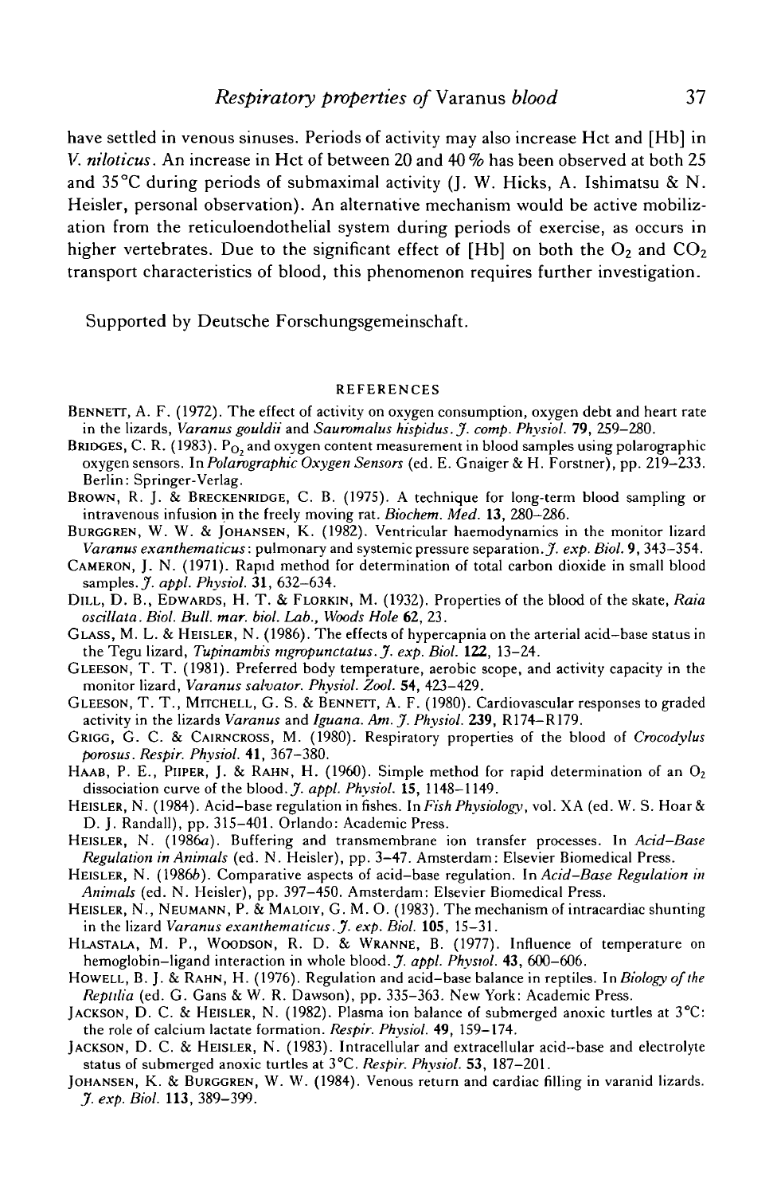have settled in venous sinuses. Periods of activity may also increase Hct and [Hb] in *V. niloticus*. An increase in Hct of between 20 and 40 % has been observed at both 25 and 35°C during periods of submaximal activity (J. W. Hicks, A. Ishimatsu & N. Heisler, personal observation). An alternative mechanism would be active mobilization from the reticuloendothelial system during periods of exercise, as occurs in higher vertebrates. Due to the significant effect of [Hb] on both the $O_2$ and $CO_2$ transport characteristics of blood, this phenomenon requires further investigation.

Supported by Deutsche Forschungsgemeinschaft.

## REFERENCES

BENNETT, A. F. (1972). The effect of activity on oxygen consumption, oxygen debt and heart rate in the lizards, *Varanus gouldii* and *Sauromalus hispidus*. *J. comp. Physiol.* **79**, 259–280.

BRIDGES, C. R. (1983). $P_{O_2}$ and oxygen content measurement in blood samples using polarographic oxygen sensors. In *Polarographic Oxygen Sensors* (ed. E. Gnaiger & H. Forstner), pp. 219–233. Berlin: Springer-Verlag.

BROWN, R. J. & BRECKENRIDGE, C. B. (1975). A technique for long-term blood sampling or intravenous infusion in the freely moving rat. *Biochem. Med.* **13**, 280–286.

BURGGREN, W. W. & JOHANSEN, K. (1982). Ventricular haemodynamics in the monitor lizard *Varanus exanthematicus*: pulmonary and systemic pressure separation. *J. exp. Biol.* **9**, 343–354.

CAMERON, J. N. (1971). Rapid method for determination of total carbon dioxide in small blood samples. *J. appl. Physiol.* **31**, 632–634.

DILL, D. B., EDWARDS, H. T. & FLORKIN, M. (1932). Properties of the blood of the skate, *Raia oscillata*. *Biol. Bull. mar. biol. Lab., Woods Hole* **62**, 23.

GLASS, M. L. & HEISLER, N. (1986). The effects of hypercapnia on the arterial acid–base status in the Tegu lizard, *Tupinambis nigropunctatus*. *J. exp. Biol.* **122**, 13–24.

GLEESON, T. T. (1981). Preferred body temperature, aerobic scope, and activity capacity in the monitor lizard, *Varanus salvator*. *Physiol. Zool.* **54**, 423–429.

GLEESON, T. T., MITCHELL, G. S. & BENNETT, A. F. (1980). Cardiovascular responses to graded activity in the lizards *Varanus* and *Iguana*. *Am. J. Physiol.* **239**, R174–R179.

GRIGG, G. C. & CAIRNCROSS, M. (1980). Respiratory properties of the blood of *Crocodylus porosus*. *Respir. Physiol.* **41**, 367–380.

HAAB, P. E., PIIPER, J. & RAHN, H. (1960). Simple method for rapid determination of an $O_2$ dissociation curve of the blood. *J. appl. Physiol.* **15**, 1148–1149.

HEISLER, N. (1984). Acid–base regulation in fishes. In *Fish Physiology*, vol. XA (ed. W. S. Hoar & D. J. Randall), pp. 315–401. Orlando: Academic Press.

HEISLER, N. (1986*a*). Buffering and transmembrane ion transfer processes. In *Acid–Base Regulation in Animals* (ed. N. Heisler), pp. 3–47. Amsterdam: Elsevier Biomedical Press.

HEISLER, N. (1986*b*). Comparative aspects of acid–base regulation. In *Acid–Base Regulation in Animals* (ed. N. Heisler), pp. 397–450. Amsterdam: Elsevier Biomedical Press.

HEISLER, N., NEUMANN, P. & MALOIY, G. M. O. (1983). The mechanism of intracardiac shunting in the lizard *Varanus exanthematicus*. *J. exp. Biol.* **105**, 15–31.

HLASTALA, M. P., WOODSON, R. D. & WRANNE, B. (1977). Influence of temperature on hemoglobin–ligand interaction in whole blood. *J. appl. Physiol.* **43**, 600–606.

HOWELL, B. J. & RAHN, H. (1976). Regulation and acid–base balance in reptiles. In *Biology of the Reptilia* (ed. G. Gans & W. R. Dawson), pp. 335–363. New York: Academic Press.

JACKSON, D. C. & HEISLER, N. (1982). Plasma ion balance of submerged anoxic turtles at 3°C: the role of calcium lactate formation. *Respir. Physiol.* **49**, 159–174.

JACKSON, D. C. & HEISLER, N. (1983). Intracellular and extracellular acid–base and electrolyte status of submerged anoxic turtles at 3°C. *Respir. Physiol.* **53**, 187–201.

JOHANSEN, K. & BURGGREN, W. W. (1984). Venous return and cardiac filling in varanid lizards. *J. exp. Biol.* **113**, 389–399.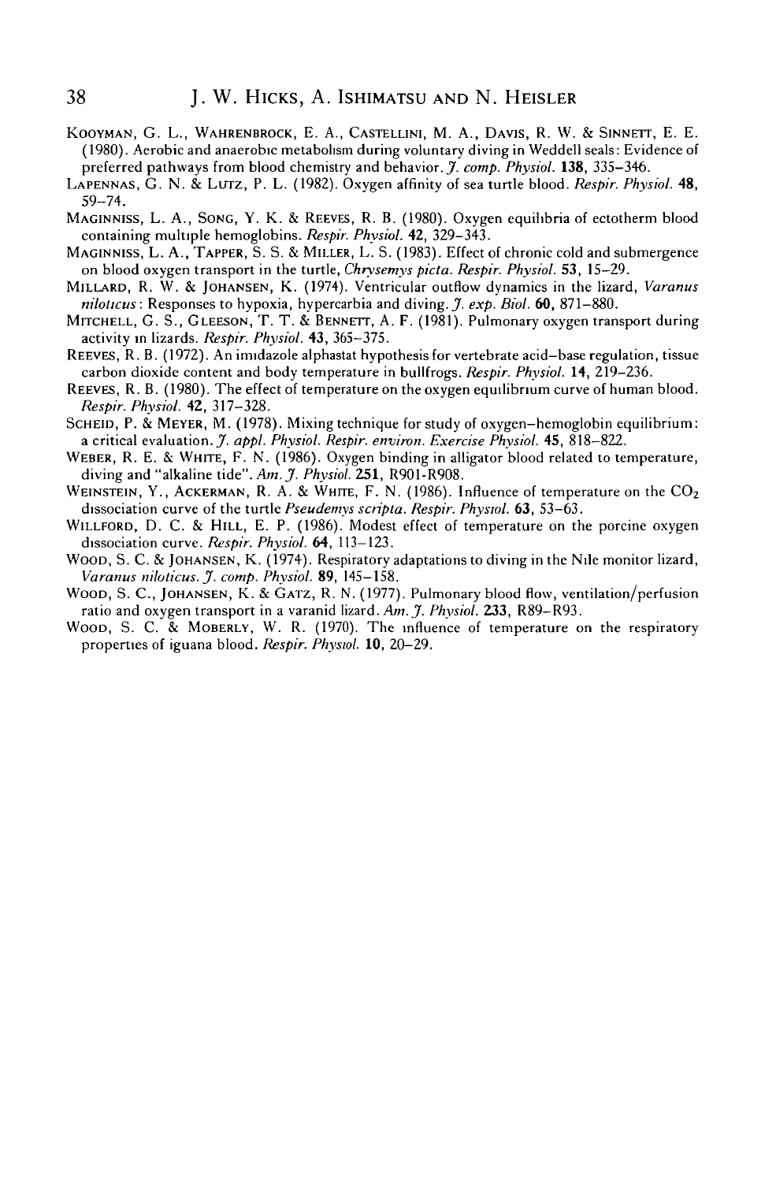Kooyman, G. L., Wahrenbrock, E. A., Castellini, M. A., Davis, R. W. & Sinnett, E. E. (1980). Aerobic and anaerobic metabolism during voluntary diving in Weddell seals: Evidence of preferred pathways from blood chemistry and behavior. *J. comp. Physiol.* **138**, 335–346.

Lapennas, G. N. & Lutz, P. L. (1982). Oxygen affinity of sea turtle blood. *Respir. Physiol.* **48**, 59–74.

Maginniss, L. A., Song, Y. K. & Reeves, R. B. (1980). Oxygen equilibria of ectotherm blood containing multiple hemoglobins. *Respir. Physiol.* **42**, 329–343.

Maginniss, L. A., Tapper, S. S. & Miller, L. S. (1983). Effect of chronic cold and submergence on blood oxygen transport in the turtle, *Chrysemys picta*. *Respir. Physiol.* **53**, 15–29.

Millard, R. W. & Johansen, K. (1974). Ventricular outflow dynamics in the lizard, *Varanus niloticus*: Responses to hypoxia, hypercarbia and diving. *J. exp. Biol.* **60**, 871–880.

Mitchell, G. S., Gleeson, T. T. & Bennett, A. F. (1981). Pulmonary oxygen transport during activity in lizards. *Respir. Physiol.* **43**, 365–375.

Reeves, R. B. (1972). An imidazole alphastat hypothesis for vertebrate acid–base regulation, tissue carbon dioxide content and body temperature in bullfrogs. *Respir. Physiol.* **14**, 219–236.

Reeves, R. B. (1980). The effect of temperature on the oxygen equilibrium curve of human blood. *Respir. Physiol.* **42**, 317–328.

Scheid, P. & Meyer, M. (1978). Mixing technique for study of oxygen–hemoglobin equilibrium: a critical evaluation. *J. appl. Physiol. Respir. environ. Exercise Physiol.* **45**, 818–822.

Weber, R. E. & White, F. N. (1986). Oxygen binding in alligator blood related to temperature, diving and "alkaline tide". *Am. J. Physiol.* **251**, R901-R908.

Weinstein, Y., Ackerman, R. A. & White, F. N. (1986). Influence of temperature on the $CO_2$ dissociation curve of the turtle *Pseudemys scripta*. *Respir. Physiol.* **63**, 53–63.

Willford, D. C. & Hill, E. P. (1986). Modest effect of temperature on the porcine oxygen dissociation curve. *Respir. Physiol.* **64**, 113–123.

Wood, S. C. & Johansen, K. (1974). Respiratory adaptations to diving in the Nile monitor lizard, *Varanus niloticus*. *J. comp. Physiol.* **89**, 145–158.

Wood, S. C., Johansen, K. & Gatz, R. N. (1977). Pulmonary blood flow, ventilation/perfusion ratio and oxygen transport in a varanid lizard. *Am. J. Physiol.* **233**, R89–R93.

Wood, S. C. & Moberly, W. R. (1970). The influence of temperature on the respiratory properties of iguana blood. *Respir. Physiol.* **10**, 20–29.